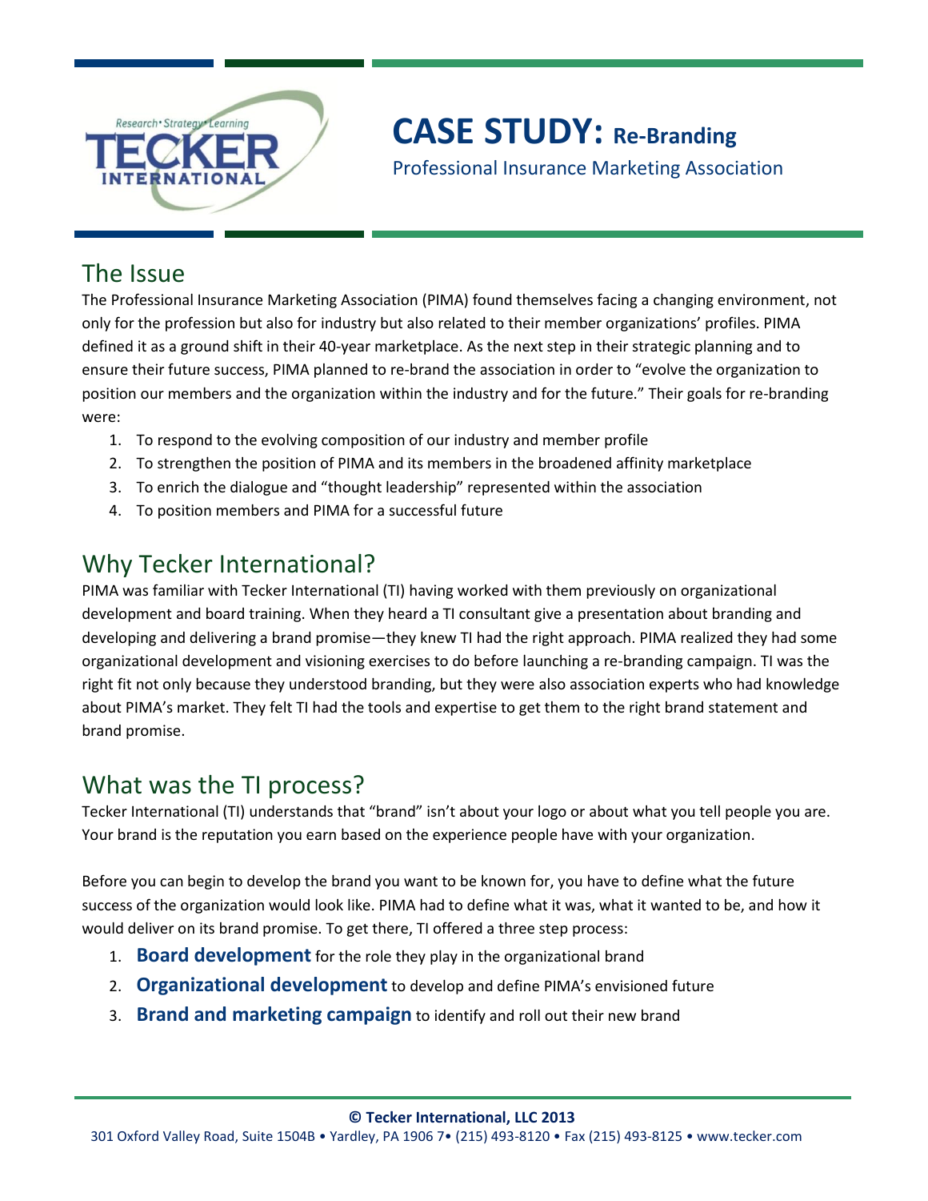# CASE STUDY: Re-Branding

Professional Insurance Marketing Association

## The Issue

The Professional Insurance Marketing Association (PIMA) found themselves facing a changing environment, not only for the profession but also for industry but also related to their member organizations' profiles. PIMA defined it as a ground shift in their 40-year marketplace. As the next step in their strategic planning and to ensure their future success, PIMA planned to re-brand the association in order to "evolve the organization to position our members and the organization within the industry and for the future." Their goals for re-branding were:

1. To respond to the evolving composition of our industry and member profile
2. To strengthen the position of PIMA and its members in the broadened affinity marketplace
3. To enrich the dialogue and "thought leadership" represented within the association
4. To position members and PIMA for a successful future

## Why Tecker International?

PIMA was familiar with Tecker International (TI) having worked with them previously on organizational development and board training. When they heard a TI consultant give a presentation about branding and developing and delivering a brand promise—they knew TI had the right approach. PIMA realized they had some organizational development and visioning exercises to do before launching a re-branding campaign. TI was the right fit not only because they understood branding, but they were also association experts who had knowledge about PIMA's market. They felt TI had the tools and expertise to get them to the right brand statement and brand promise.

## What was the TI process?

Tecker International (TI) understands that "brand" isn't about your logo or about what you tell people you are. Your brand is the reputation you earn based on the experience people have with your organization.

Before you can begin to develop the brand you want to be known for, you have to define what the future success of the organization would look like. PIMA had to define what it was, what it wanted to be, and how it would deliver on its brand promise. To get there, TI offered a three step process:

1. **Board development** for the role they play in the organizational brand
2. **Organizational development** to develop and define PIMA's envisioned future
3. **Brand and marketing campaign** to identify and roll out their new brand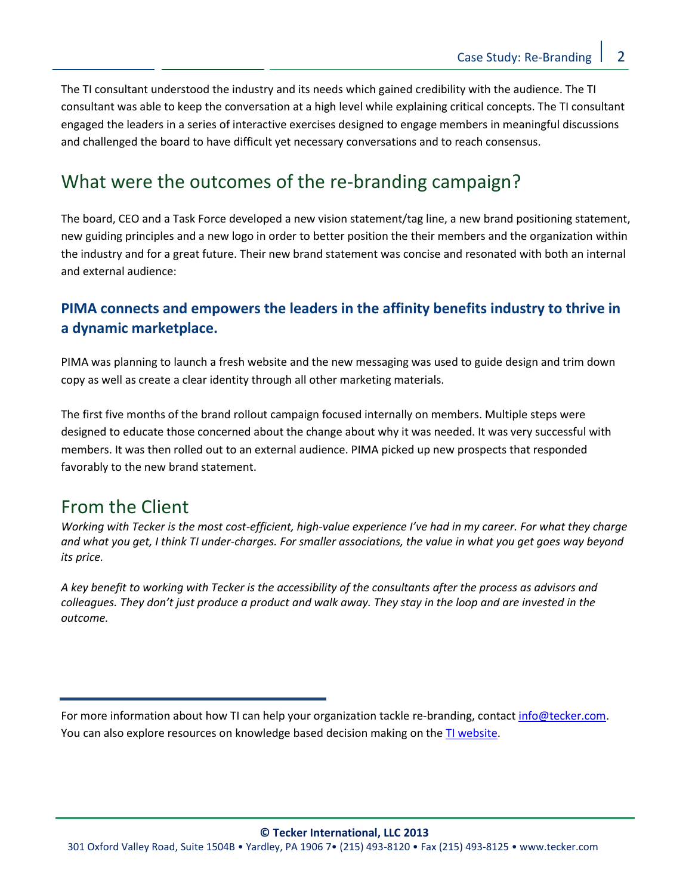The TI consultant understood the industry and its needs which gained credibility with the audience. The TI consultant was able to keep the conversation at a high level while explaining critical concepts. The TI consultant engaged the leaders in a series of interactive exercises designed to engage members in meaningful discussions and challenged the board to have difficult yet necessary conversations and to reach consensus.

## What were the outcomes of the re-branding campaign?

The board, CEO and a Task Force developed a new vision statement/tag line, a new brand positioning statement, new guiding principles and a new logo in order to better position the their members and the organization within the industry and for a great future. Their new brand statement was concise and resonated with both an internal and external audience:

### PIMA connects and empowers the leaders in the affinity benefits industry to thrive in a dynamic marketplace.

PIMA was planning to launch a fresh website and the new messaging was used to guide design and trim down copy as well as create a clear identity through all other marketing materials.

The first five months of the brand rollout campaign focused internally on members. Multiple steps were designed to educate those concerned about the change about why it was needed. It was very successful with members. It was then rolled out to an external audience. PIMA picked up new prospects that responded favorably to the new brand statement.

## From the Client

*Working with Tecker is the most cost-efficient, high-value experience I've had in my career. For what they charge and what you get, I think TI under-charges. For smaller associations, the value in what you get goes way beyond its price.*

*A key benefit to working with Tecker is the accessibility of the consultants after the process as advisors and colleagues. They don't just produce a product and walk away. They stay in the loop and are invested in the outcome.*

---

For more information about how TI can help your organization tackle re-branding, contact info@tecker.com. You can also explore resources on knowledge based decision making on the TI website.

**© Tecker International, LLC 2013**

301 Oxford Valley Road, Suite 1504B • Yardley, PA 1906 7• (215) 493-8120 • Fax (215) 493-8125 • www.tecker.com